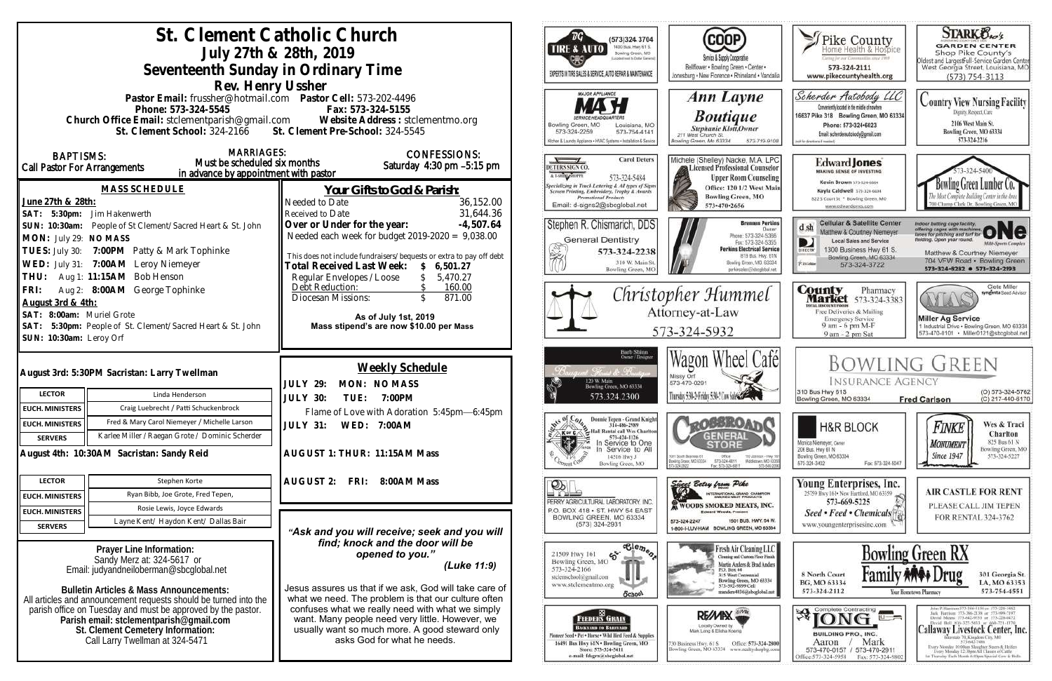# St. Clement Catholic Church

## July 27th & 28th, 2019

## Seventeenth Sunday in Ordinary Time

### Rev. Henry Ussher

Pastor Email: frussher@hotmail.com Pastor Cell: 573-202-4496
Phone: 573-324-5545 Fax: 573-324-5155
Church Office Email: stclementparish@gmail.com Website Address : stclementmo.org
St. Clement School: 324-2166 St. Clement Pre-School: 324-5545

**BAPTISMS:** Call Pastor For Arrangements

**MARRIAGES:** Must be scheduled six months in advance by appointment with pastor

**CONFESSIONS:** Saturday 4:30 pm –5:15 pm

## MASS SCHEDULE

**June 27th & 28th:**
**SAT: 5:30pm:** Jim Hakenwerth
**SUN: 10:30am:** People of St Clement/Sacred Heart & St. John
**MON:** July 29: **NO MASS**
**TUES:** July 30: **7:00PM** Patty & Mark Tophinke
**WED:** July 31: **7:00AM** Leroy Niemeyer
**THU:** Aug 1: **11:15AM** Bob Henson
**FRI:** Aug 2: **8:00AM** George Tophinke
**August 3rd & 4th:**
**SAT: 8:00am:** Muriel Grote
**SAT: 5:30pm:** People of St. Clement/Sacred Heart & St. John
**SUN: 10:30am:** Leroy Orf

## Your Gifts to God & Parish:

| | |
|---|---|
| Needed to Date | 36,152.00 |
| Received to Date | 31,644.36 |
| **Over or Under for the year:** | **-4,507.64** |

Needed each week for budget 2019-2020 = 9,038.00

This does not include fundraisers/bequests or extra to pay off debt

| | |
|---|---|
| **Total Received Last Week:** | **$ 6,501.27** |
| Regular Envelopes / Loose | $ 5,470.27 |
| Debt Reduction: | $ 160.00 |
| Diocesan Missions: | $ 871.00 |

**As of July 1st, 2019**
**Mass stipend's are now $10.00 per Mass**

**August 3rd: 5:30PM Sacristan: Larry Twellman**

| | |
|---|---|
| LECTOR | Linda Henderson |
| EUCH. MINISTERS | Craig Luebrecht / Patti Schuckenbrock |
| EUCH. MINISTERS | Fred & Mary Carol Niemeyer / Michelle Larson |
| SERVERS | Karlee Miller / Raegan Grote / Dominic Scherder |

**August 4th: 10:30AM Sacristan: Sandy Reid**

| | |
|---|---|
| LECTOR | Stephen Korte |
| EUCH. MINISTERS | Ryan Bibb, Joe Grote, Fred Tepen, |
| EUCH. MINISTERS | Rosie Lewis, Joyce Edwards |
| SERVERS | Layne Kent/ Haydon Kent/ Dallas Bair |

## Weekly Schedule

**JULY 29: MON: NO MASS**
**JULY 30: TUE: 7:00PM**
Flame of Love with Adoration 5:45pm—6:45pm
**JULY 31: WED: 7:00AM**

**AUGUST 1: THUR: 11:15AM Mass**

**AUGUST 2: FRI: 8:00AM Mass**

***"Ask and you will receive; seek and you will find; knock and the door will be opened to you."***
***(Luke 11:9)***

Jesus assures us that if we ask, God will take care of what we need. The problem is that our culture often confuses what we really need with what we simply want. Many people need very little. However, we usually want so much more. A good steward only asks God for what he needs.

**Prayer Line Information:**
Sandy Merz at: 324-5617 or
Email: judyandneiloberman@sbcglobal.net

**Bulletin Articles & Mass Announcements:**
All articles and announcement requests should be turned into the parish office on Tuesday and must be approved by the pastor.
**Parish email: stclementparish@gmail.com**
**St. Clement Cemetery Information:**
Call Larry Twellman at 324-5471

---

BG Tire & Auto — (573)324-3704, 1400 Bus. Hwy 61 S, Bowling Green, MO (Located next to Dollar General). Experts in tire sales & service, auto repair & maintenance

COOP Service & Supply Cooperative — Bellflower • Bowling Green • Center • Jonesburg • New Florence • Rhineland • Vandalia

Pike County Home Health & Hospice — Caring for our Communities since 1969 — 573-324-2111 — www.pikecountyhealth.org

Stark Bro's Garden Center — Shop Pike County's Oldest and Largest Full-Service Garden Center — West Georgia Street, Louisiana, MO — (573) 754-3113

Major Appliance MASH Service Headquarters — Bowling Green, MO 573-324-2259 — Louisiana, MO 573-754-4141 — Kitchen & Laundry Appliance • HVAC Systems • Installation & Service

Ann Layne Boutique — Stephanie Klott, Owner — 211 West Church St., Bowling Green, Mo 63334 — 573-719-9108

Scherder Autobody LLC — Conveniently located in the middle of nowhere — 16637 Pike 318 Bowling Green, MO 63334 — Phone: 573-324-6023 — Email: scherderautobody@gmail.com

Country View Nursing Facility — Dignity, Respect, Care — 2106 West Main St., Bowling Green, MO 63334 — 573-324-2216

Deters Sign Co. — Carol Deters — 573-324-5484 — Specializing in Truck Lettering & All types of Signs, Screen Printing, Embroidery, Trophy & Awards, Promotional Products — Email: d-signs2@sbcglobal.net

Michele (Shelley) Nacke, M.A. LPC, Licensed Professional Counselor — Upper Room Counseling — Office: 120 1/2 West Main, Bowling Green, MO — 573-470-2656

Edward Jones — Making Sense of Investing — Kevin Brown 573-324-6604 — Kayla Caldwell 573-324-6604 — 822 S Court St • Bowling Green, MO — www.edwardjones.com

Bowling Green Lumber Co. — 573-324-5400 — The Most Complete Building Center in the Area — 700 Champ Clark Dr. Bowling Green, MO

Stephen R. Chismarich, DDS — General Dentistry — 573-324-2238 — 310 W. Main St., Bowling Green, MO

Perkins Electrical Service — Brennen Perkins, Owner — Phone: 573-324-5366 — Fax: 573-324-5355 — 819 Bus. Hwy. 61N, Bowling Green, MO 63334 — perkinselec@shcglobal.net

dsh Cellular & Satellite Center — Matthew & Courtney Niemeyer — Local Sales and Service — 1300 Business Hwy 61 S., Bowling Green, MO 63334 — 573-324-3722

ONE Multi-Sports Complex — Indoor batting cage facility offering cages with machines, tunnels for pitching and turf for fielding. Open year round. — Matthew & Courtney Niemeyer — 704 VFW Road • Bowling Green — 573-324-8282 • 573-324-2193

Christopher Hummel — Attorney-at-Law — 573-324-5932

County Market — Total Discount Foods — Pharmacy 573-324-3383 — Free Deliveries & Mailing — Emergency Service — 9 am - 6 pm M-F — 9 am - 2 pm Sat

MAS Miller Ag Service — Cete Miller, Syngenta Seed Advisor — 1 Industrial Drive • Bowling Green, MO 63334 — 573-470-0101 • Miller0121@sbcglobal.net

Bouquet Florist & Boutique — Barb Shinn, Owner/Designer — 120 W. Main, Bowling Green, MO 63334 — 573.324.2300

Wagon Wheel Café — Missy Orf — 573-470-0291 — Thursday 5:30-2 Friday 5:30-? Cow Sales

Bowling Green Insurance Agency — 310 Bus Hwy 61S, Bowling Green, MO 63334 — Fred Carlson — (O) 573-324-5762 — (C) 217-440-6170

Knights of Columbus — Donnie Tepen - Grand Knight 314-486-2989 — Hall Rental call Wes Charlton 573-424-1126 — In Service to One, In Service to All — 14516 Hwy J, Bowling Green, MO

Crossroads General Store — 1001 South Business 61, Bowling Green, MO 63334, 573-324-2502 — Office 573-324-6811, Fax: 573-324-6811 — 110 Johnson • Hwy 161, Middletown, MO 63359, 573-549-2050

H&R Block — Monica Niemeyer, Owner — 206 Bus. Hwy 61 N, Bowling Green, MO 63334 — 573-324-3402 — Fax: 573-324-5047

Finke Monument — Since 1947 — Wes & Traci Charlton — 825 Bus 61 N, Bowling Green, MO — 573-324-5227

Perry Agricultural Laboratory, Inc. — P.O. Box 418 • St. Hwy 54 East, Bowling Green, MO 63334 — (573) 324-2931

Sweet Betsy from Pike — International Grand Champion Smoked Meat Products — Woods Smoked Meats, Inc. — Edward Woods, President — 573-324-2247 — 1501 Bus. Hwy. 54 W. — 1-800-I-LUV-HAM Bowling Green, MO 63334

Young Enterprises, Inc. — 25759 Hwy 161 • New Hartford, MO 63359 — 573-669-5225 — Seed • Feed • Chemicals — www.youngenterprisesinc.com

Air Castle for Rent — Please call Jim Tepen for rental 324-3762

St. Clement School — 21509 Hwy 161, Bowling Green, MO — 573-324-2166 — stclemschool@gmail.com — www.stclementmo.org

Fresh Air Cleaning LLC — Cleaning and Custom Floor Finish — Martin Anders & Brad Anders — P.O. Box 44, 315 West Centennial, Bowling Green, MO 63334 — 573-592-9899 Cell — manders4036@sbcglobal.net

Bowling Green RX — Family Drug — 8 North Court, BG, MO 63334 — 573-324-2112 — Your Hometown Pharmacy — 301 Georgia St., LA, MO 63353 — 573-754-4551

Feeders Grain — Backyard to Barnyard — Pioneer Seed • Pet • Horse • Wild Bird Feed & Supplies — 16491 Bus Hwy 61N • Bowling Green, MO — Store: 573-324-5411 — e-mail: fdsgrn@sbcglobal.net

RE/MAX Realty — Locally Owned by Mark Long & Elisha Koenig — 730 Business Hwy. 61 S, Bowling Green, MO 63334 — Office: 573-324-2800 — www.realtyshopbg.com

Long Building Pro, Inc. — Complete Contracting — Aaron 573-470-0157 / Mark 573-470-2911 — Office: 573-324-5958 — Fax: 573-324-9802

Callaway Livestock Center, Inc. — John P. Harrison 573-386-5150 or 573-220-1482 — Jack Harrison 573-386-2138 or 573-999-7197 — David Means 573-642-9753 or 573-220-0472 — David Bell 816-527-5633 or 660-721-1776 — Interstate 70, Kingdom City, MO — 573-642-7486 — Every Monday 10:00am Slaughter Steers & Heifers — Every Monday 12:30pm All Classes of Cattle — 1st Thursday Each Month 6:00pm Special Cow & Bulls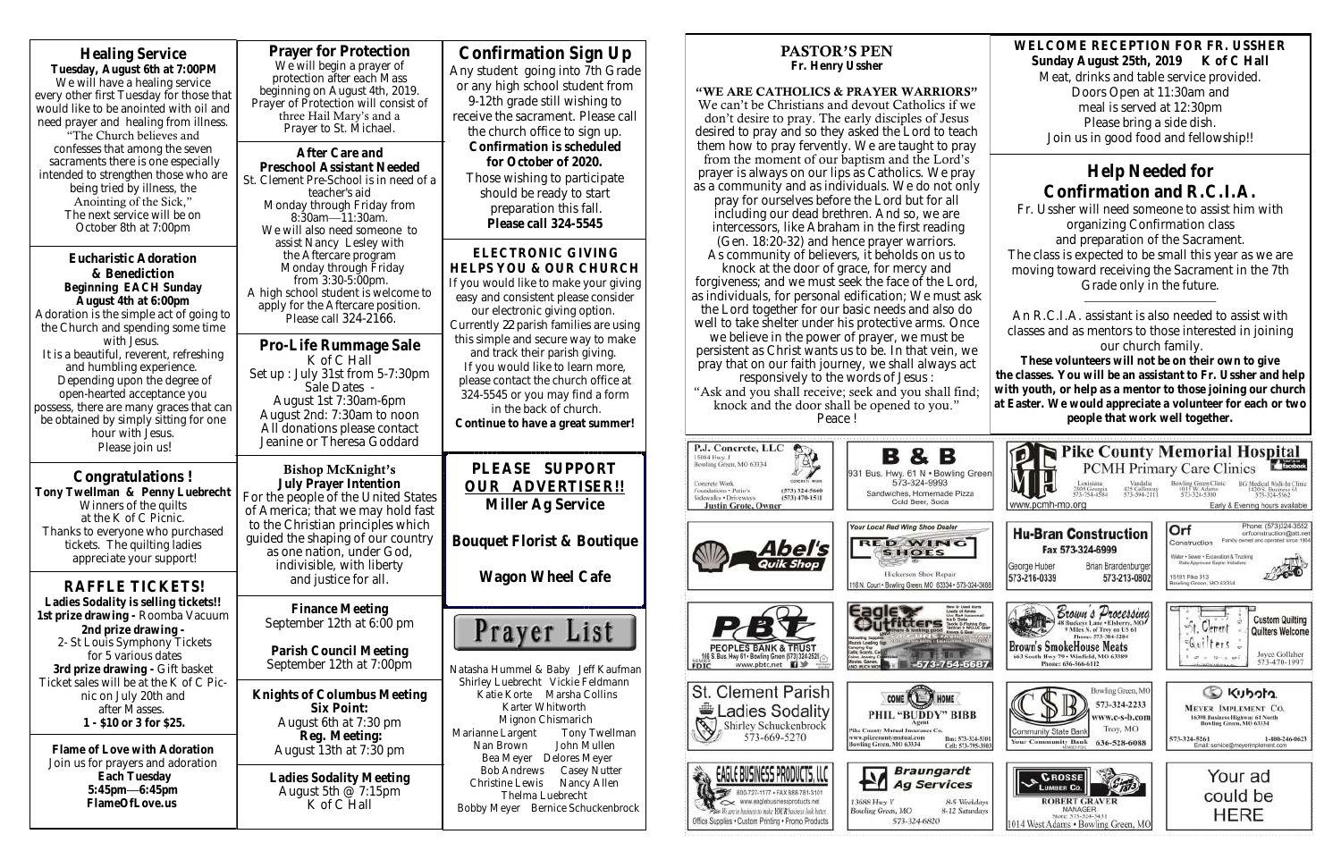## Healing Service

**Tuesday, August 6th at 7:00PM**

We will have a healing service every other first Tuesday for those that would like to be anointed with oil and need prayer and healing from illness. "The Church believes and confesses that among the seven sacraments there is one especially intended to strengthen those who are being tried by illness, the Anointing of the Sick," The next service will be on October 8th at 7:00pm

## Eucharistic Adoration & Benediction

**Beginning EACH Sunday August 4th at 6:00pm**

Adoration is the simple act of going to the Church and spending some time with Jesus. It is a beautiful, reverent, refreshing and humbling experience. Depending upon the degree of open-hearted acceptance you possess, there are many graces that can be obtained by simply sitting for one hour with Jesus. Please join us!

## Congratulations !

**Tony Twellman & Penny Luebrecht**

Winners of the quilts at the K of C Picnic. Thanks to everyone who purchased tickets. The quilting ladies appreciate your support!

## RAFFLE TICKETS!

**Ladies Sodality is selling tickets!!**

**1st prize drawing -** Roomba Vacuum

**2nd prize drawing -** 2- St Louis Symphony Tickets for 5 various dates

**3rd prize drawing -** Gift basket

Ticket sales will be at the K of C Picnic on July 20th and after Masses.

**1 - $10 or 3 for $25.**

**Flame of Love with Adoration**

Join us for prayers and adoration

**Each Tuesday 5:45pm—6:45pm FlameOfLove.us**

## Prayer for Protection

We will begin a prayer of protection after each Mass beginning on August 4th, 2019. Prayer of Protection will consist of three Hail Mary's and a Prayer to St. Michael.

## After Care and Preschool Assistant Needed

St. Clement Pre-School is in need of a teacher's aid Monday through Friday from 8:30am—11:30am. We will also need someone to assist Nancy Lesley with the Aftercare program Monday through Friday from 3:30-5:00pm. A high school student is welcome to apply for the Aftercare position. Please call 324-2166.

## Pro-Life Rummage Sale

K of C Hall

Set up : July 31st from 5-7:30pm

Sale Dates - August 1st 7:30am-6pm August 2nd: 7:30am to noon

All donations please contact Jeanine or Theresa Goddard

## Bishop McKnight's July Prayer Intention

For the people of the United States of America; that we may hold fast to the Christian principles which guided the shaping of our country as one nation, under God, indivisible, with liberty and justice for all.

**Finance Meeting**

September 12th at 6:00 pm

**Parish Council Meeting**

September 12th at 7:00pm

**Knights of Columbus Meeting**

**Six Point:** August 6th at 7:30 pm

**Reg. Meeting:** August 13th at 7:30 pm

**Ladies Sodality Meeting**

August 5th @ 7:15pm

K of C Hall

## Confirmation Sign Up

Any student going into 7th Grade or any high school student from 9-12th grade still wishing to receive the sacrament. Please call the church office to sign up.

**Confirmation is scheduled for October of 2020.**

Those wishing to participate should be ready to start preparation this fall.

**Please call 324-5545**

## ELECTRONIC GIVING HELPS YOU & OUR CHURCH

If you would like to make your giving easy and consistent please consider our electronic giving option. Currently 22 parish families are using this simple and secure way to make and track their parish giving. If you would like to learn more, please contact the church office at 324-5545 or you may find a form in the back of church.

**Continue to have a great summer!**

## PLEASE SUPPORT OUR ADVERTISER!!

**Miller Ag Service**

**Bouquet Florist & Boutique**

**Wagon Wheel Cafe**

## Prayer List

Natasha Hummel & Baby, Jeff Kaufman, Shirley Luebrecht, Vickie Feldmann, Katie Korte, Marsha Collins, Karter Whitworth, Mignon Chismarich, Marianne Largent, Tony Twellman, Nan Brown, John Mullen, Bea Meyer, Delores Meyer, Bob Andrews, Casey Nutter, Christine Lewis, Nancy Allen, Thelma Luebrecht, Bobby Meyer, Bernice Schuckenbrock

## PASTOR'S PEN

**Fr. Henry Ussher**

**"WE ARE CATHOLICS & PRAYER WARRIORS"**

We can't be Christians and devout Catholics if we don't desire to pray. The early disciples of Jesus desired to pray and so they asked the Lord to teach them how to pray fervently. We are taught to pray from the moment of our baptism and the Lord's prayer is always on our lips as Catholics. We pray as a community and as individuals. We do not only pray for ourselves before the Lord but for all including our dead brethren. And so, we are intercessors, like Abraham in the first reading (Gen. 18:20-32) and hence prayer warriors. As community of believers, it beholds on us to knock at the door of grace, for mercy and forgiveness; and we must seek the face of the Lord, as individuals, for personal edification; We must ask the Lord together for our basic needs and also do well to take shelter under his protective arms. Once we believe in the power of prayer, we must be persistent as Christ wants us to be. In that vein, we pray that on our faith journey, we shall always act responsively to the words of Jesus : "Ask and you shall receive; seek and you shall find; knock and the door shall be opened to you." Peace !

## WELCOME RECEPTION FOR FR. USSHER

**Sunday August 25th, 2019 K of C Hall**

Meat, drinks and table service provided. Doors Open at 11:30am and meal is served at 12:30pm. Please bring a side dish. Join us in good food and fellowship!!

## Help Needed for Confirmation and R.C.I.A.

Fr. Ussher will need someone to assist him with organizing Confirmation class and preparation of the Sacrament. The class is expected to be small this year as we are moving toward receiving the Sacrament in the 7th Grade only in the future.

An R.C.I.A. assistant is also needed to assist with classes and as mentors to those interested in joining our church family.

**These volunteers will not be on their own to give the classes. You will be an assistant to Fr. Ussher and help with youth, or help as a mentor to those joining our church at Easter. We would appreciate a volunteer for each or two people that work well together.**

---

P.J. Concrete, LLC — 15084 Hwy J, Bowling Green, MO 63334 — Concrete Work, Foundations • Patio's, Sidewalks • Driveways — (573) 324-5660, (573) 470-1511 — Justin Grote, Owner

B & B — 931 Bus. Hwy. 61 N • Bowling Green — 573-324-9993 — Sandwiches, Homemade Pizza, Cold Beer, Soda

Pike County Memorial Hospital — PCMH Primary Care Clinics — www.pcmh-mo.org — Early & Evening hours available

Abel's Quik Shop

Your Local Red Wing Shoe Dealer — Red Wing Shoes — Hickerson Shoe Repair — 116 N. Court • Bowling Green, MO 63334 • 573-324-3688

Hu-Bran Construction — Fax 573-324-6999 — George Huber 573-216-0339 — Brian Brandenburger 573-213-0802

Orf Construction — Phone: (573)324-3552 — Family owned and operated since 1964 — Water • Sewer • Excavation & Trucking — 15181 Pike 313, Bowling Green, MO 63334

PBT Peoples Bank & Trust — 116 S. Bus. Hwy 61 • Bowling Green (573) 324-2525 — www.pbtc.net — Member FDIC

Eagle Outfitters — 573-754-6687

Brown's Processing — Brown's SmokeHouse Meats — Phone: 636-566-6112

St. Clement Quilters — Custom Quilting, Quilters Welcome — Joyce Gollaher 573-470-1997

St. Clement Parish Ladies Sodality — Shirley Schuckenbrock 573-669-5270

Come Home — Phil "Buddy" Bibb, Agent — Pike County Mutual Insurance Co. — www.pikecountymutual.com — Bowling Green, MO 63334 — Bus: 573-324-5101, Cell: 573-795-3903

Community State Bank — Bowling Green, MO 573-324-2233 — www.c-s-b.com — Troy, MO 636-528-6088 — Your Community Bank

Kubota — Meyer Implement Co. — 16398 Business Highway 61 North, Bowling Green, MO 63334 — 573-324-5261 — 1-800-246-0623 — Email: service@meyerimplement.com

Eagle Business Products, LLC — 800-727-1177 • FAX 888-781-3101 — www.eaglebusinessproducts.net — Office Supplies • Custom Printing • Promo Products

Braungardt Ag Services — 13688 Hwy Y, Bowling Green, MO — 573-324-6820 — 8-5 Weekdays, 8-12 Saturdays

Crosse Lumber Co. — Robert Graver, Manager — 1014 West Adams • Bowling Green, MO

Your ad could be HERE